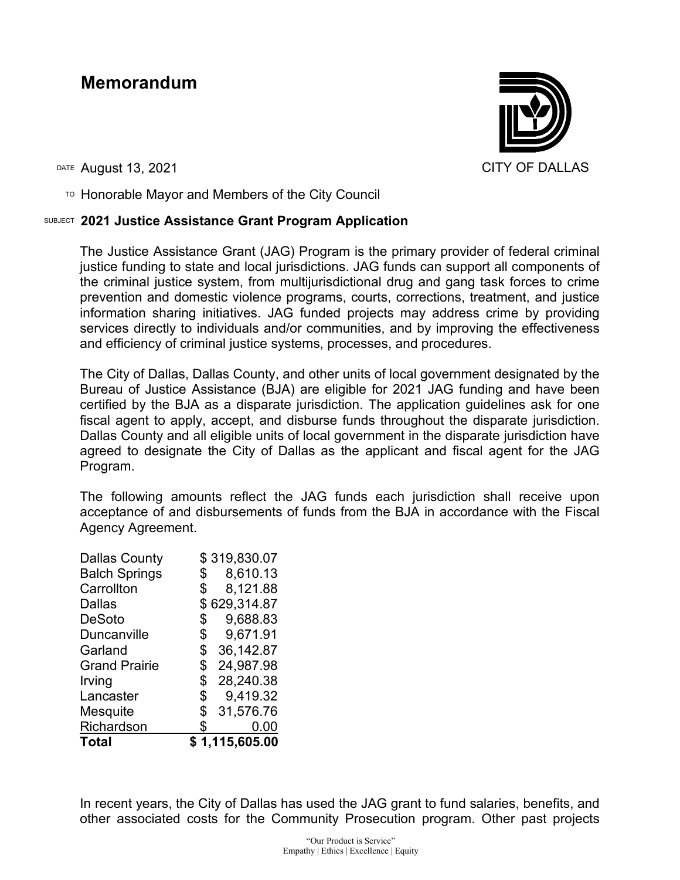# Memorandum

CITY OF DALLAS

DATE August 13, 2021

TO Honorable Mayor and Members of the City Council

SUBJECT **2021 Justice Assistance Grant Program Application**

The Justice Assistance Grant (JAG) Program is the primary provider of federal criminal justice funding to state and local jurisdictions. JAG funds can support all components of the criminal justice system, from multijurisdictional drug and gang task forces to crime prevention and domestic violence programs, courts, corrections, treatment, and justice information sharing initiatives. JAG funded projects may address crime by providing services directly to individuals and/or communities, and by improving the effectiveness and efficiency of criminal justice systems, processes, and procedures.

The City of Dallas, Dallas County, and other units of local government designated by the Bureau of Justice Assistance (BJA) are eligible for 2021 JAG funding and have been certified by the BJA as a disparate jurisdiction. The application guidelines ask for one fiscal agent to apply, accept, and disburse funds throughout the disparate jurisdiction. Dallas County and all eligible units of local government in the disparate jurisdiction have agreed to designate the City of Dallas as the applicant and fiscal agent for the JAG Program.

The following amounts reflect the JAG funds each jurisdiction shall receive upon acceptance of and disbursements of funds from the BJA in accordance with the Fiscal Agency Agreement.

| Jurisdiction | Amount |
|---|---|
| Dallas County | $ 319,830.07 |
| Balch Springs | $ 8,610.13 |
| Carrollton | $ 8,121.88 |
| Dallas | $ 629,314.87 |
| DeSoto | $ 9,688.83 |
| Duncanville | $ 9,671.91 |
| Garland | $ 36,142.87 |
| Grand Prairie | $ 24,987.98 |
| Irving | $ 28,240.38 |
| Lancaster | $ 9,419.32 |
| Mesquite | $ 31,576.76 |
| Richardson | $ 0.00 |
| **Total** | **$ 1,115,605.00** |

In recent years, the City of Dallas has used the JAG grant to fund salaries, benefits, and other associated costs for the Community Prosecution program. Other past projects

"Our Product is Service"
Empathy | Ethics | Excellence | Equity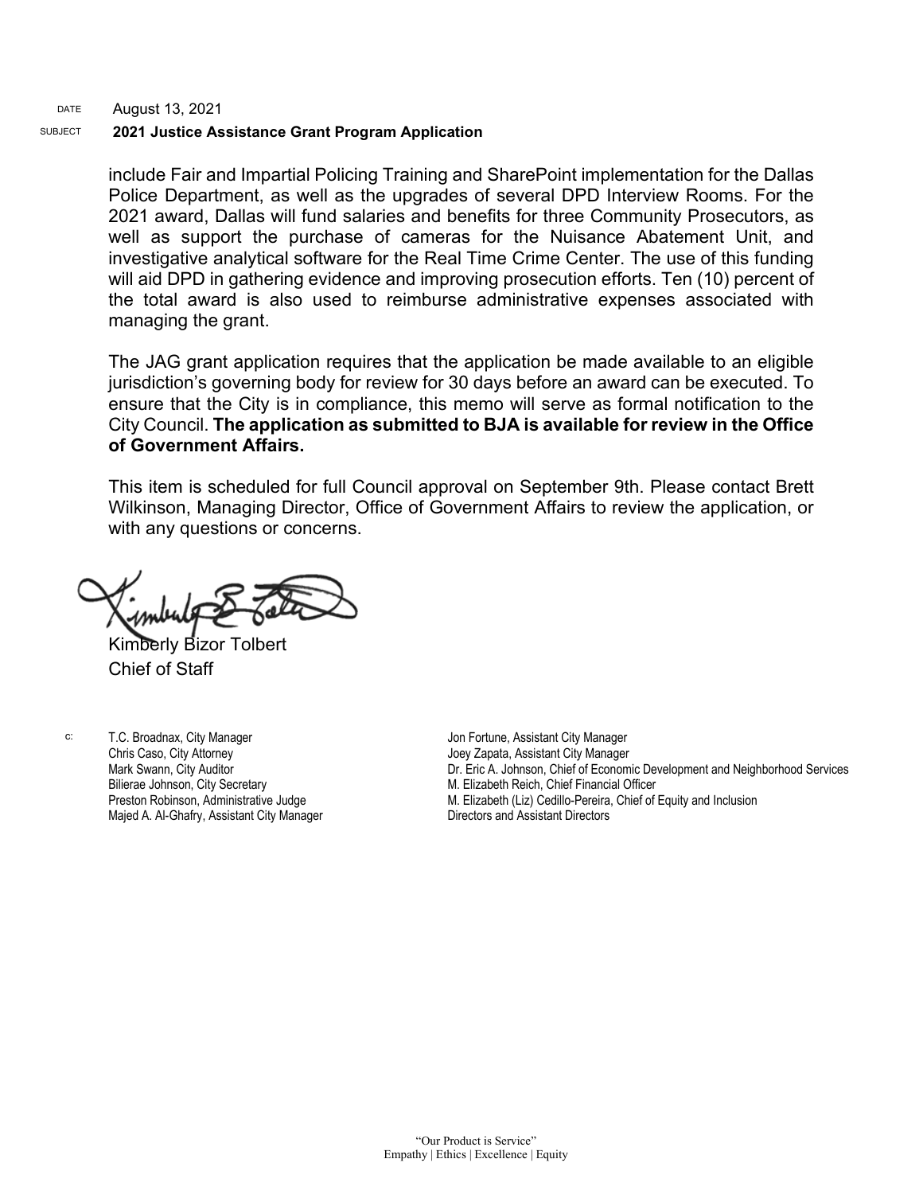include Fair and Impartial Policing Training and SharePoint implementation for the Dallas Police Department, as well as the upgrades of several DPD Interview Rooms. For the 2021 award, Dallas will fund salaries and benefits for three Community Prosecutors, as well as support the purchase of cameras for the Nuisance Abatement Unit, and investigative analytical software for the Real Time Crime Center. The use of this funding will aid DPD in gathering evidence and improving prosecution efforts. Ten (10) percent of the total award is also used to reimburse administrative expenses associated with managing the grant.

The JAG grant application requires that the application be made available to an eligible jurisdiction's governing body for review for 30 days before an award can be executed. To ensure that the City is in compliance, this memo will serve as formal notification to the City Council. **The application as submitted to BJA is available for review in the Office of Government Affairs.**

This item is scheduled for full Council approval on September 9th. Please contact Brett Wilkinson, Managing Director, Office of Government Affairs to review the application, or with any questions or concerns.

Kimberly Bizor Tolbert
Chief of Staff

c:
T.C. Broadnax, City Manager
Chris Caso, City Attorney
Mark Swann, City Auditor
Bilierae Johnson, City Secretary
Preston Robinson, Administrative Judge
Majed A. Al-Ghafry, Assistant City Manager
Jon Fortune, Assistant City Manager
Joey Zapata, Assistant City Manager
Dr. Eric A. Johnson, Chief of Economic Development and Neighborhood Services
M. Elizabeth Reich, Chief Financial Officer
M. Elizabeth (Liz) Cedillo-Pereira, Chief of Equity and Inclusion
Directors and Assistant Directors